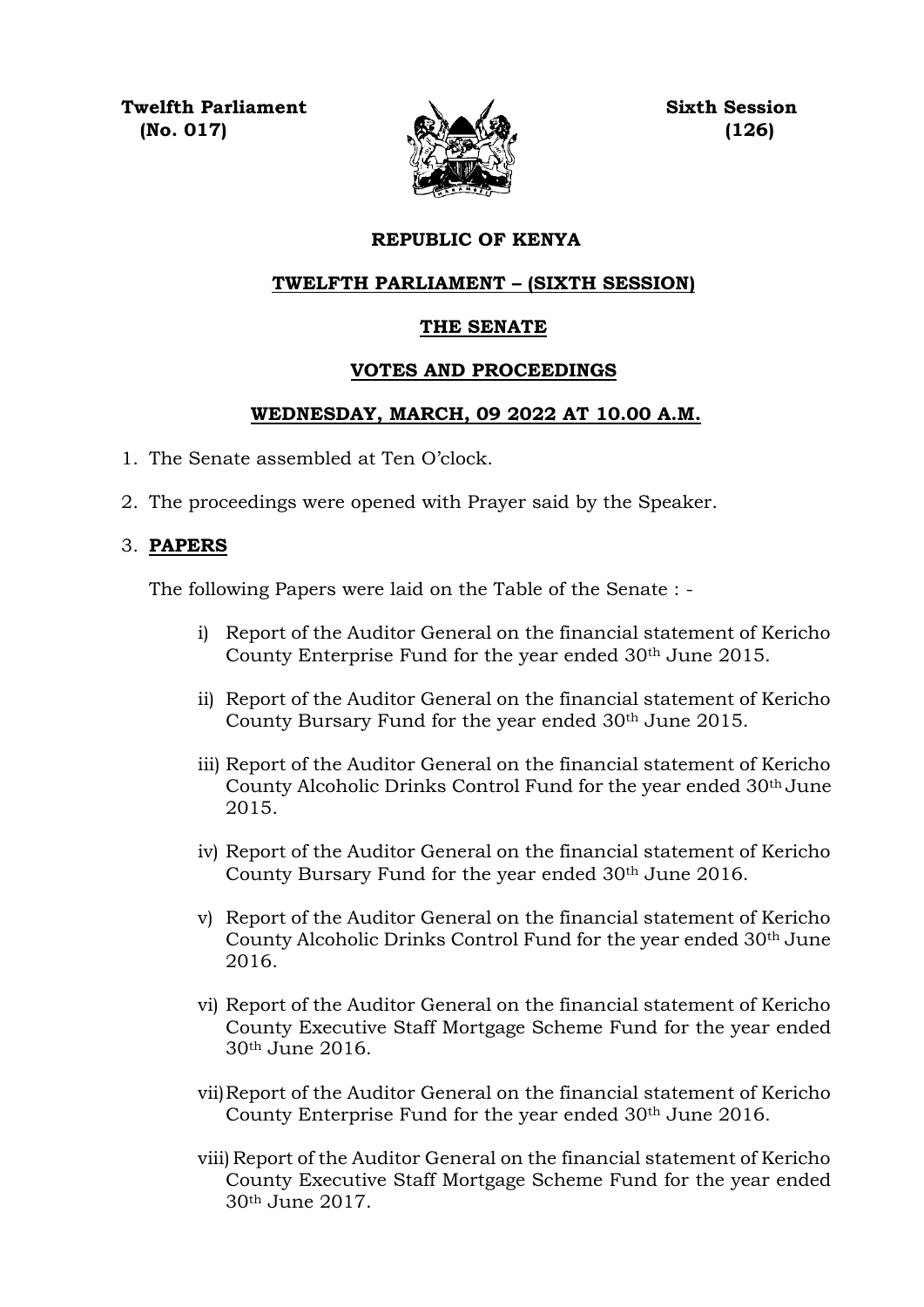**Twelfth Parliament** **Sixth Session**
**(No. 017)** **(126)**

**REPUBLIC OF KENYA**

**TWELFTH PARLIAMENT – (SIXTH SESSION)**

**THE SENATE**

**VOTES AND PROCEEDINGS**

**WEDNESDAY, MARCH, 09 2022 AT 10.00 A.M.**

1. The Senate assembled at Ten O'clock.

2. The proceedings were opened with Prayer said by the Speaker.

3. **PAPERS**

   The following Papers were laid on the Table of the Senate : -

   i) Report of the Auditor General on the financial statement of Kericho County Enterprise Fund for the year ended 30th June 2015.

   ii) Report of the Auditor General on the financial statement of Kericho County Bursary Fund for the year ended 30th June 2015.

   iii) Report of the Auditor General on the financial statement of Kericho County Alcoholic Drinks Control Fund for the year ended 30th June 2015.

   iv) Report of the Auditor General on the financial statement of Kericho County Bursary Fund for the year ended 30th June 2016.

   v) Report of the Auditor General on the financial statement of Kericho County Alcoholic Drinks Control Fund for the year ended 30th June 2016.

   vi) Report of the Auditor General on the financial statement of Kericho County Executive Staff Mortgage Scheme Fund for the year ended 30th June 2016.

   vii) Report of the Auditor General on the financial statement of Kericho County Enterprise Fund for the year ended 30th June 2016.

   viii) Report of the Auditor General on the financial statement of Kericho County Executive Staff Mortgage Scheme Fund for the year ended 30th June 2017.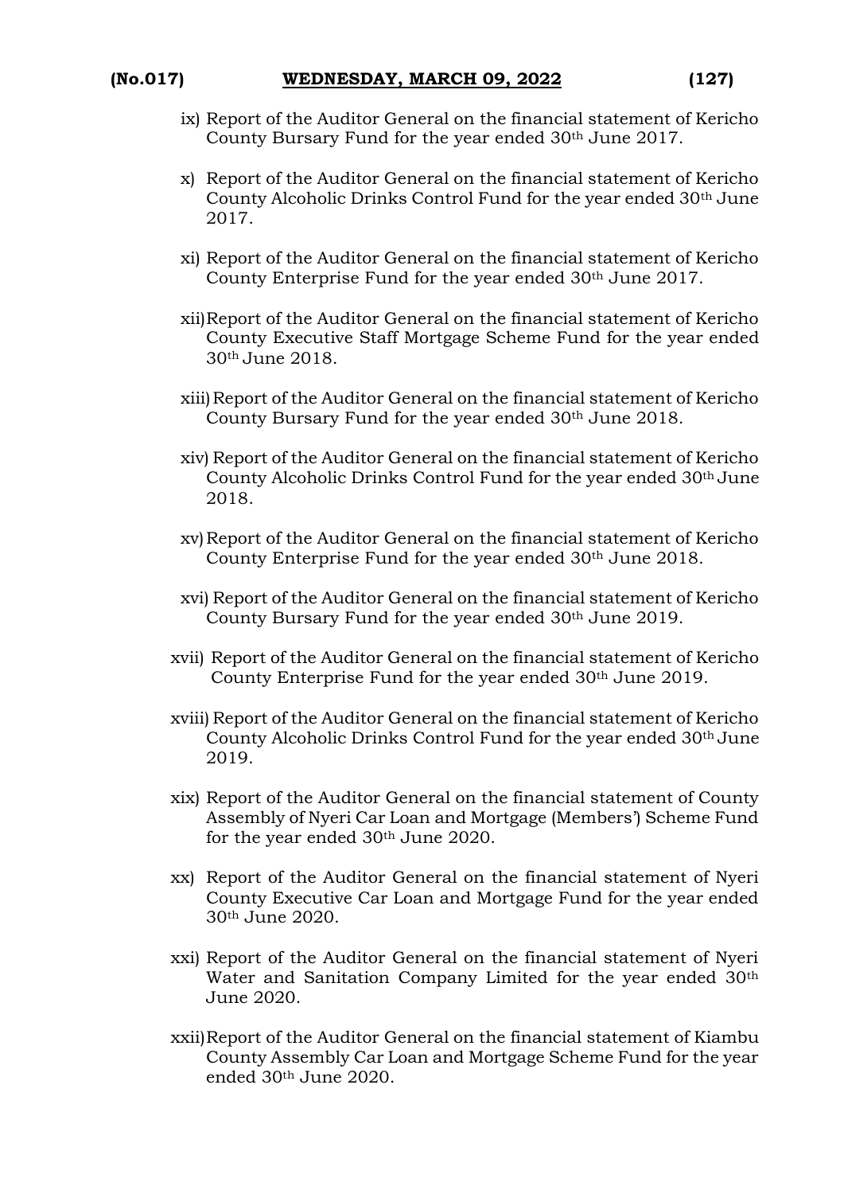ix) Report of the Auditor General on the financial statement of Kericho County Bursary Fund for the year ended 30th June 2017.

x) Report of the Auditor General on the financial statement of Kericho County Alcoholic Drinks Control Fund for the year ended 30th June 2017.

xi) Report of the Auditor General on the financial statement of Kericho County Enterprise Fund for the year ended 30th June 2017.

xii) Report of the Auditor General on the financial statement of Kericho County Executive Staff Mortgage Scheme Fund for the year ended 30th June 2018.

xiii) Report of the Auditor General on the financial statement of Kericho County Bursary Fund for the year ended 30th June 2018.

xiv) Report of the Auditor General on the financial statement of Kericho County Alcoholic Drinks Control Fund for the year ended 30th June 2018.

xv) Report of the Auditor General on the financial statement of Kericho County Enterprise Fund for the year ended 30th June 2018.

xvi) Report of the Auditor General on the financial statement of Kericho County Bursary Fund for the year ended 30th June 2019.

xvii) Report of the Auditor General on the financial statement of Kericho County Enterprise Fund for the year ended 30th June 2019.

xviii) Report of the Auditor General on the financial statement of Kericho County Alcoholic Drinks Control Fund for the year ended 30th June 2019.

xix) Report of the Auditor General on the financial statement of County Assembly of Nyeri Car Loan and Mortgage (Members') Scheme Fund for the year ended 30th June 2020.

xx) Report of the Auditor General on the financial statement of Nyeri County Executive Car Loan and Mortgage Fund for the year ended 30th June 2020.

xxi) Report of the Auditor General on the financial statement of Nyeri Water and Sanitation Company Limited for the year ended 30th June 2020.

xxii) Report of the Auditor General on the financial statement of Kiambu County Assembly Car Loan and Mortgage Scheme Fund for the year ended 30th June 2020.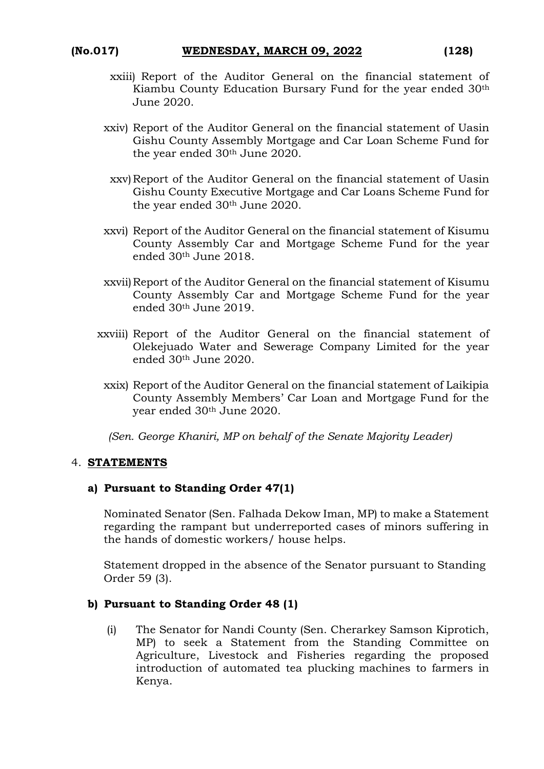xxiii) Report of the Auditor General on the financial statement of Kiambu County Education Bursary Fund for the year ended 30th June 2020.

xxiv) Report of the Auditor General on the financial statement of Uasin Gishu County Assembly Mortgage and Car Loan Scheme Fund for the year ended 30th June 2020.

xxv) Report of the Auditor General on the financial statement of Uasin Gishu County Executive Mortgage and Car Loans Scheme Fund for the year ended 30th June 2020.

xxvi) Report of the Auditor General on the financial statement of Kisumu County Assembly Car and Mortgage Scheme Fund for the year ended 30th June 2018.

xxvii) Report of the Auditor General on the financial statement of Kisumu County Assembly Car and Mortgage Scheme Fund for the year ended 30th June 2019.

xxviii) Report of the Auditor General on the financial statement of Olekejuado Water and Sewerage Company Limited for the year ended 30th June 2020.

xxix) Report of the Auditor General on the financial statement of Laikipia County Assembly Members' Car Loan and Mortgage Fund for the year ended 30th June 2020.

*(Sen. George Khaniri, MP on behalf of the Senate Majority Leader)*

4. **STATEMENTS**

**a) Pursuant to Standing Order 47(1)**

Nominated Senator (Sen. Falhada Dekow Iman, MP) to make a Statement regarding the rampant but underreported cases of minors suffering in the hands of domestic workers/ house helps.

Statement dropped in the absence of the Senator pursuant to Standing Order 59 (3).

**b) Pursuant to Standing Order 48 (1)**

(i) The Senator for Nandi County (Sen. Cherarkey Samson Kiprotich, MP) to seek a Statement from the Standing Committee on Agriculture, Livestock and Fisheries regarding the proposed introduction of automated tea plucking machines to farmers in Kenya.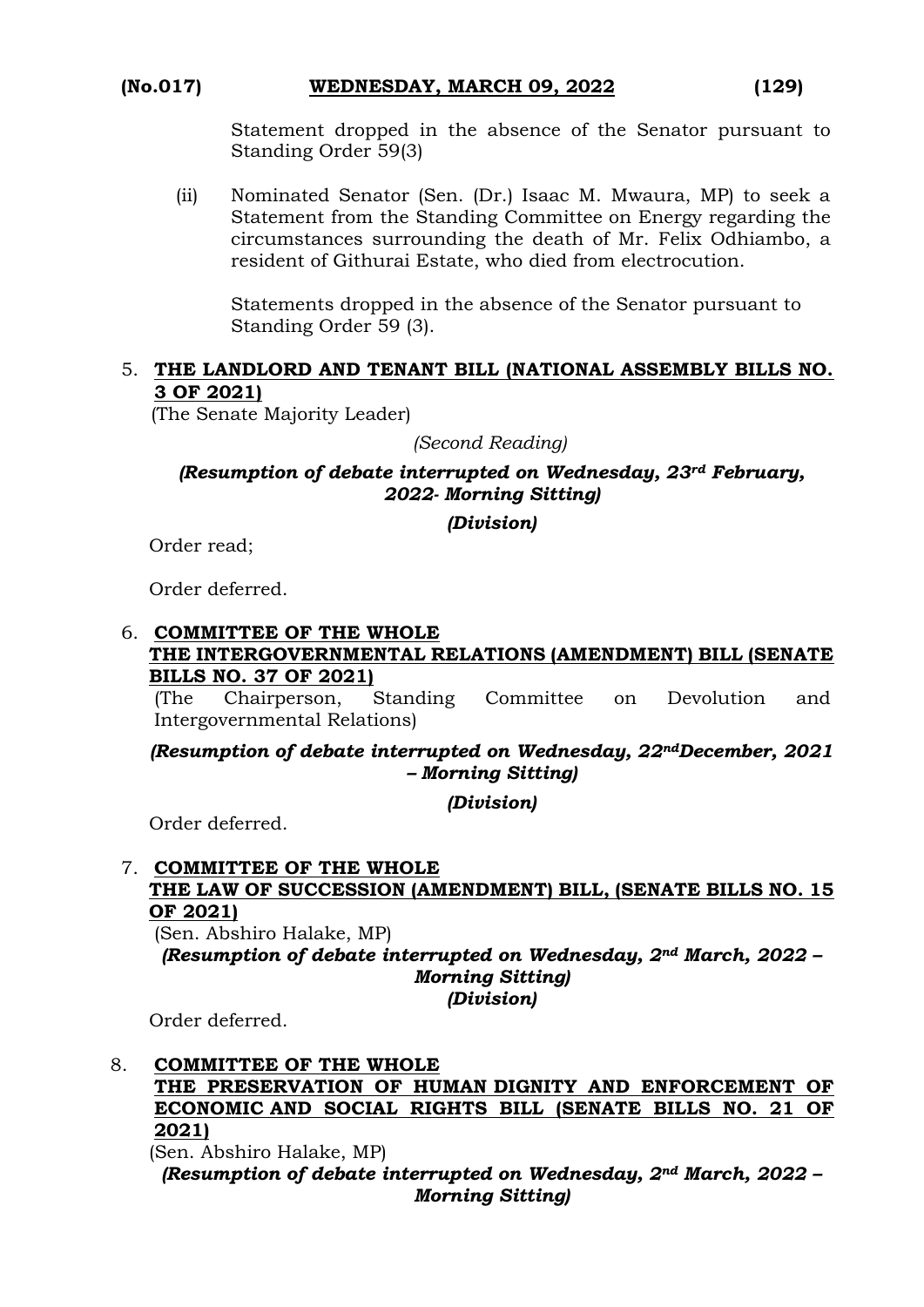Statement dropped in the absence of the Senator pursuant to Standing Order 59(3)

(ii) Nominated Senator (Sen. (Dr.) Isaac M. Mwaura, MP) to seek a Statement from the Standing Committee on Energy regarding the circumstances surrounding the death of Mr. Felix Odhiambo, a resident of Githurai Estate, who died from electrocution.

Statements dropped in the absence of the Senator pursuant to Standing Order 59 (3).

5. **THE LANDLORD AND TENANT BILL (NATIONAL ASSEMBLY BILLS NO. 3 OF 2021)**

(The Senate Majority Leader)

*(Second Reading)*

***(Resumption of debate interrupted on Wednesday, 23rd February, 2022- Morning Sitting)***

***(Division)***

Order read;

Order deferred.

6. **COMMITTEE OF THE WHOLE**
**THE INTERGOVERNMENTAL RELATIONS (AMENDMENT) BILL (SENATE BILLS NO. 37 OF 2021)**

(The Chairperson, Standing Committee on Devolution and Intergovernmental Relations)

***(Resumption of debate interrupted on Wednesday, 22nd December, 2021 – Morning Sitting)***

***(Division)***

Order deferred.

7. **COMMITTEE OF THE WHOLE**
**THE LAW OF SUCCESSION (AMENDMENT) BILL, (SENATE BILLS NO. 15 OF 2021)**

(Sen. Abshiro Halake, MP)

***(Resumption of debate interrupted on Wednesday, 2nd March, 2022 – Morning Sitting)***

***(Division)***

Order deferred.

8. **COMMITTEE OF THE WHOLE**
**THE PRESERVATION OF HUMAN DIGNITY AND ENFORCEMENT OF ECONOMIC AND SOCIAL RIGHTS BILL (SENATE BILLS NO. 21 OF 2021)**

(Sen. Abshiro Halake, MP)

***(Resumption of debate interrupted on Wednesday, 2nd March, 2022 – Morning Sitting)***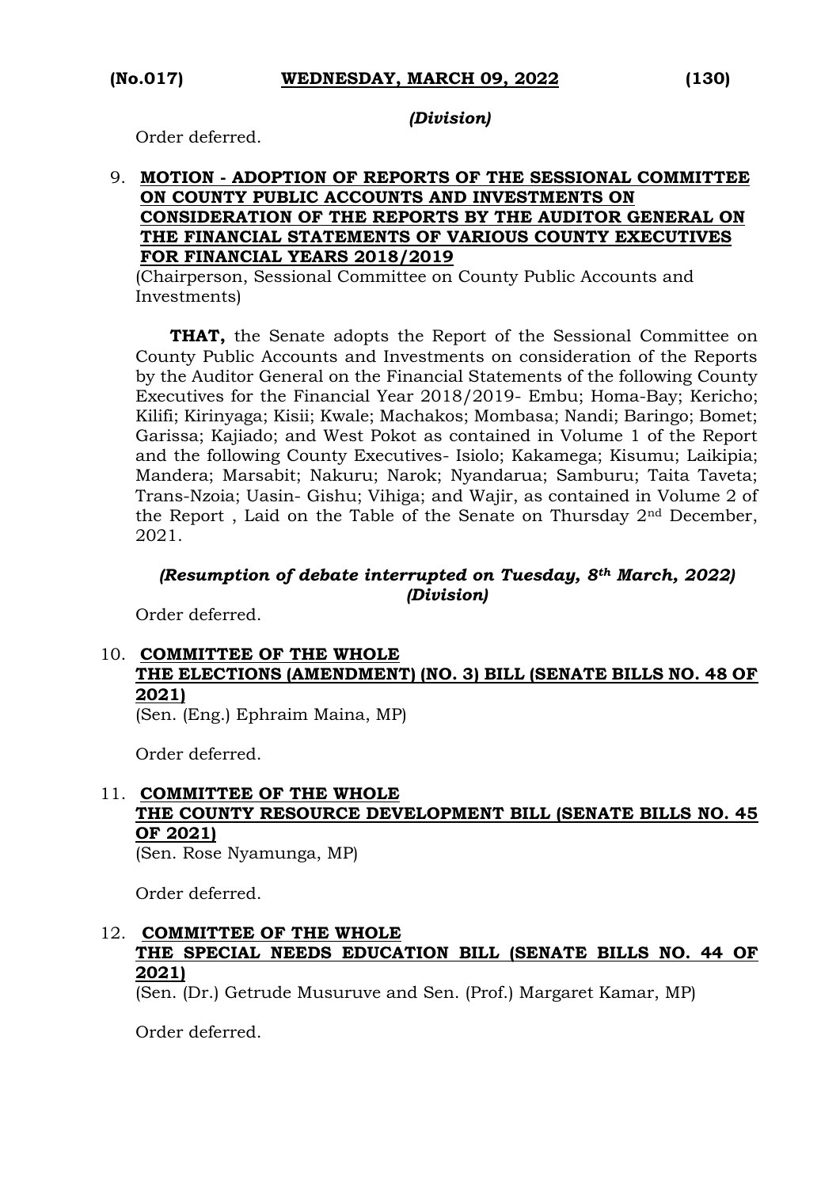*(Division)*

Order deferred.

9. **MOTION - ADOPTION OF REPORTS OF THE SESSIONAL COMMITTEE ON COUNTY PUBLIC ACCOUNTS AND INVESTMENTS ON CONSIDERATION OF THE REPORTS BY THE AUDITOR GENERAL ON THE FINANCIAL STATEMENTS OF VARIOUS COUNTY EXECUTIVES FOR FINANCIAL YEARS 2018/2019**

(Chairperson, Sessional Committee on County Public Accounts and Investments)

**THAT,** the Senate adopts the Report of the Sessional Committee on County Public Accounts and Investments on consideration of the Reports by the Auditor General on the Financial Statements of the following County Executives for the Financial Year 2018/2019- Embu; Homa-Bay; Kericho; Kilifi; Kirinyaga; Kisii; Kwale; Machakos; Mombasa; Nandi; Baringo; Bomet; Garissa; Kajiado; and West Pokot as contained in Volume 1 of the Report and the following County Executives- Isiolo; Kakamega; Kisumu; Laikipia; Mandera; Marsabit; Nakuru; Narok; Nyandarua; Samburu; Taita Taveta; Trans-Nzoia; Uasin- Gishu; Vihiga; and Wajir, as contained in Volume 2 of the Report , Laid on the Table of the Senate on Thursday 2nd December, 2021.

***(Resumption of debate interrupted on Tuesday, 8th March, 2022)***
***(Division)***

Order deferred.

10. **COMMITTEE OF THE WHOLE**
**THE ELECTIONS (AMENDMENT) (NO. 3) BILL (SENATE BILLS NO. 48 OF 2021)**

(Sen. (Eng.) Ephraim Maina, MP)

Order deferred.

11. **COMMITTEE OF THE WHOLE**
**THE COUNTY RESOURCE DEVELOPMENT BILL (SENATE BILLS NO. 45 OF 2021)**

(Sen. Rose Nyamunga, MP)

Order deferred.

12. **COMMITTEE OF THE WHOLE**
**THE SPECIAL NEEDS EDUCATION BILL (SENATE BILLS NO. 44 OF 2021)**

(Sen. (Dr.) Getrude Musuruve and Sen. (Prof.) Margaret Kamar, MP)

Order deferred.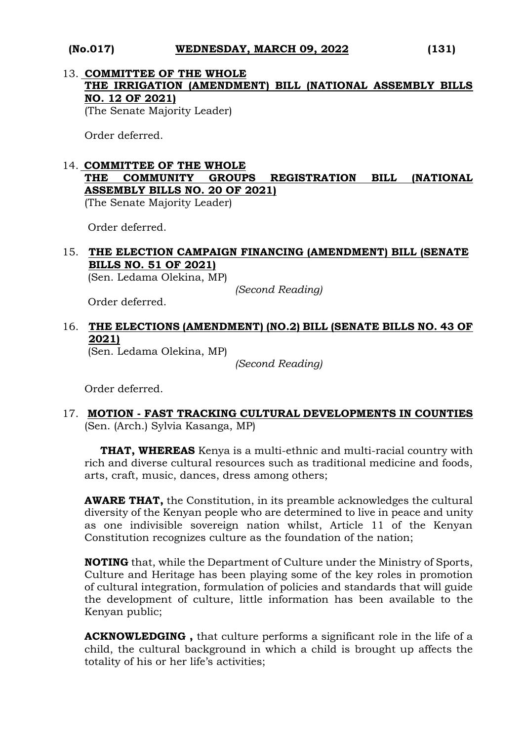13. **COMMITTEE OF THE WHOLE**
**THE IRRIGATION (AMENDMENT) BILL (NATIONAL ASSEMBLY BILLS NO. 12 OF 2021)**
(The Senate Majority Leader)

Order deferred.

14. **COMMITTEE OF THE WHOLE**
**THE COMMUNITY GROUPS REGISTRATION BILL (NATIONAL ASSEMBLY BILLS NO. 20 OF 2021)**
(The Senate Majority Leader)

Order deferred.

15. **THE ELECTION CAMPAIGN FINANCING (AMENDMENT) BILL (SENATE BILLS NO. 51 OF 2021)**
(Sen. Ledama Olekina, MP)

*(Second Reading)*

Order deferred.

16. **THE ELECTIONS (AMENDMENT) (NO.2) BILL (SENATE BILLS NO. 43 OF 2021)**
(Sen. Ledama Olekina, MP)

*(Second Reading)*

Order deferred.

17. **MOTION - FAST TRACKING CULTURAL DEVELOPMENTS IN COUNTIES**
(Sen. (Arch.) Sylvia Kasanga, MP)

**THAT, WHEREAS** Kenya is a multi-ethnic and multi-racial country with rich and diverse cultural resources such as traditional medicine and foods, arts, craft, music, dances, dress among others;

**AWARE THAT,** the Constitution, in its preamble acknowledges the cultural diversity of the Kenyan people who are determined to live in peace and unity as one indivisible sovereign nation whilst, Article 11 of the Kenyan Constitution recognizes culture as the foundation of the nation;

**NOTING** that, while the Department of Culture under the Ministry of Sports, Culture and Heritage has been playing some of the key roles in promotion of cultural integration, formulation of policies and standards that will guide the development of culture, little information has been available to the Kenyan public;

**ACKNOWLEDGING ,** that culture performs a significant role in the life of a child, the cultural background in which a child is brought up affects the totality of his or her life's activities;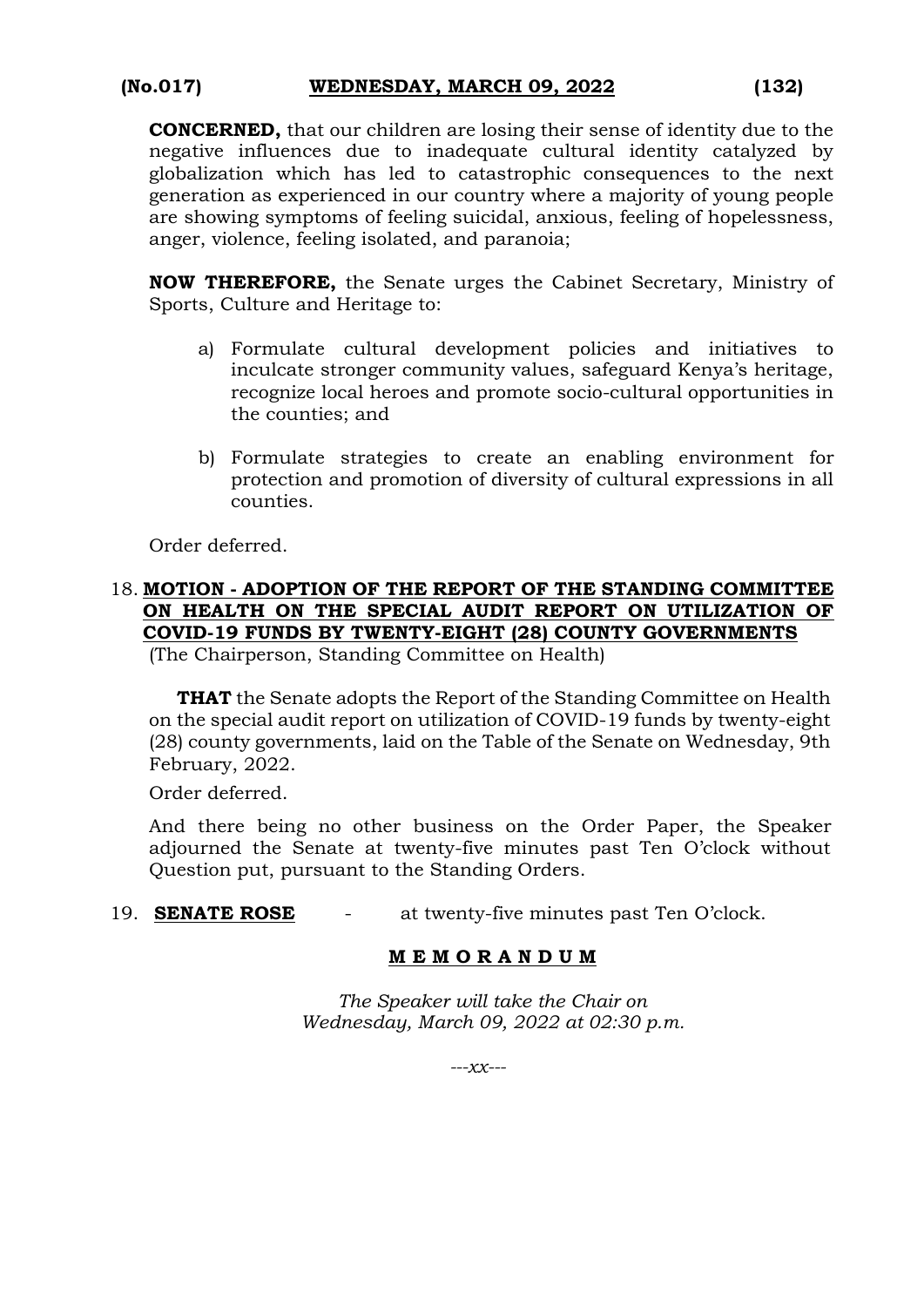**CONCERNED,** that our children are losing their sense of identity due to the negative influences due to inadequate cultural identity catalyzed by globalization which has led to catastrophic consequences to the next generation as experienced in our country where a majority of young people are showing symptoms of feeling suicidal, anxious, feeling of hopelessness, anger, violence, feeling isolated, and paranoia;

**NOW THEREFORE,** the Senate urges the Cabinet Secretary, Ministry of Sports, Culture and Heritage to:

a) Formulate cultural development policies and initiatives to inculcate stronger community values, safeguard Kenya's heritage, recognize local heroes and promote socio-cultural opportunities in the counties; and

b) Formulate strategies to create an enabling environment for protection and promotion of diversity of cultural expressions in all counties.

Order deferred.

18. **MOTION - ADOPTION OF THE REPORT OF THE STANDING COMMITTEE ON HEALTH ON THE SPECIAL AUDIT REPORT ON UTILIZATION OF COVID-19 FUNDS BY TWENTY-EIGHT (28) COUNTY GOVERNMENTS**
(The Chairperson, Standing Committee on Health)

**THAT** the Senate adopts the Report of the Standing Committee on Health on the special audit report on utilization of COVID-19 funds by twenty-eight (28) county governments, laid on the Table of the Senate on Wednesday, 9th February, 2022.

Order deferred.

And there being no other business on the Order Paper, the Speaker adjourned the Senate at twenty-five minutes past Ten O'clock without Question put, pursuant to the Standing Orders.

19. **SENATE ROSE** - at twenty-five minutes past Ten O'clock.

**M E M O R A N D U M**

*The Speaker will take the Chair on Wednesday, March 09, 2022 at 02:30 p.m.*

---*xx*---